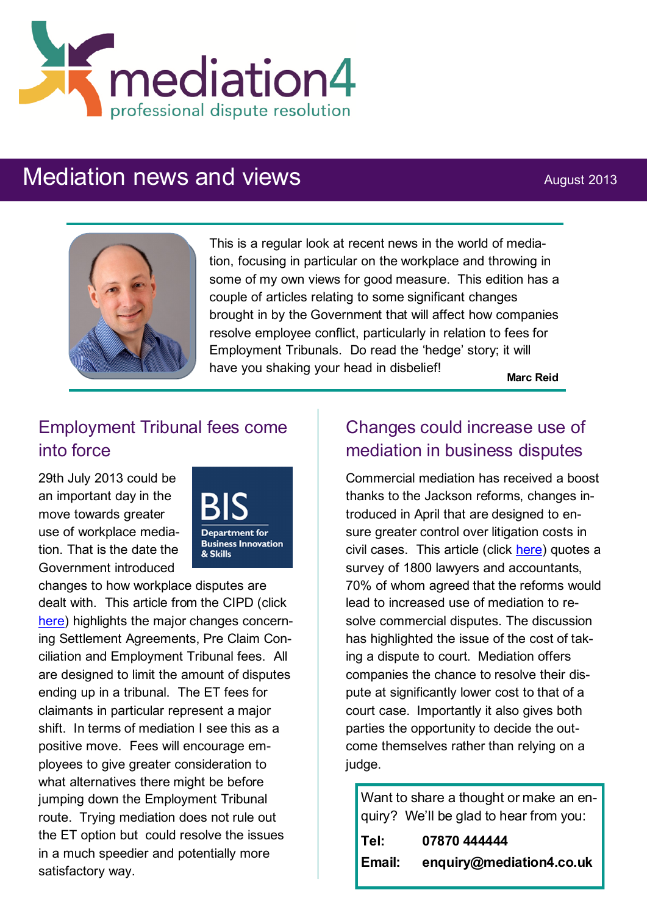mediation4

professional dispute resolution

# Mediation news and views

August 2013

This is a regular look at recent news in the world of mediation, focusing in particular on the workplace and throwing in some of my own views for good measure. This edition has a couple of articles relating to some significant changes brought in by the Government that will affect how companies resolve employee conflict, particularly in relation to fees for Employment Tribunals. Do read the 'hedge' story; it will have you shaking your head in disbelief!

**Marc Reid**

## Employment Tribunal fees come into force

BIS Department for Business Innovation & Skills

29th July 2013 could be an important day in the move towards greater use of workplace mediation. That is the date the Government introduced changes to how workplace disputes are dealt with. This article from the CIPD (click here) highlights the major changes concerning Settlement Agreements, Pre Claim Conciliation and Employment Tribunal fees. All are designed to limit the amount of disputes ending up in a tribunal. The ET fees for claimants in particular represent a major shift. In terms of mediation I see this as a positive move. Fees will encourage employees to give greater consideration to what alternatives there might be before jumping down the Employment Tribunal route. Trying mediation does not rule out the ET option but could resolve the issues in a much speedier and potentially more satisfactory way.

## Changes could increase use of mediation in business disputes

Commercial mediation has received a boost thanks to the Jackson reforms, changes introduced in April that are designed to ensure greater control over litigation costs in civil cases. This article (click here) quotes a survey of 1800 lawyers and accountants, 70% of whom agreed that the reforms would lead to increased use of mediation to resolve commercial disputes. The discussion has highlighted the issue of the cost of taking a dispute to court. Mediation offers companies the chance to resolve their dispute at significantly lower cost to that of a court case. Importantly it also gives both parties the opportunity to decide the outcome themselves rather than relying on a judge.

Want to share a thought or make an enquiry? We'll be glad to hear from you:

**Tel:** **07870 444444**

**Email:** **enquiry@mediation4.co.uk**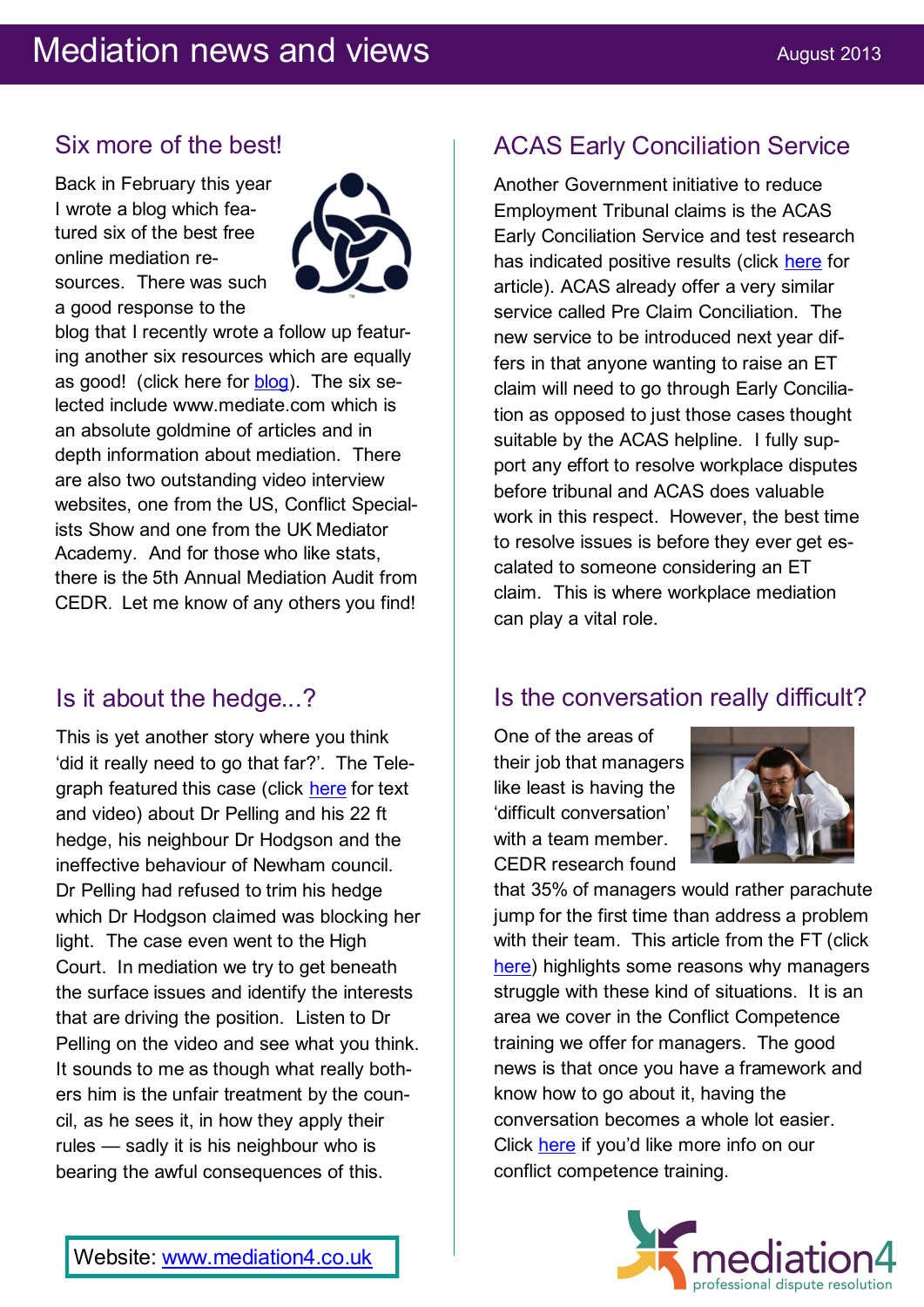# Mediation news and views

August 2013

## Six more of the best!

Back in February this year I wrote a blog which featured six of the best free online mediation resources. There was such a good response to the blog that I recently wrote a follow up featuring another six resources which are equally as good! (click here for blog). The six selected include www.mediate.com which is an absolute goldmine of articles and in depth information about mediation. There are also two outstanding video interview websites, one from the US, Conflict Specialists Show and one from the UK Mediator Academy. And for those who like stats, there is the 5th Annual Mediation Audit from CEDR. Let me know of any others you find!

## Is it about the hedge...?

This is yet another story where you think 'did it really need to go that far?'. The Telegraph featured this case (click here for text and video) about Dr Pelling and his 22 ft hedge, his neighbour Dr Hodgson and the ineffective behaviour of Newham council. Dr Pelling had refused to trim his hedge which Dr Hodgson claimed was blocking her light. The case even went to the High Court. In mediation we try to get beneath the surface issues and identify the interests that are driving the position. Listen to Dr Pelling on the video and see what you think. It sounds to me as though what really bothers him is the unfair treatment by the council, as he sees it, in how they apply their rules — sadly it is his neighbour who is bearing the awful consequences of this.

## ACAS Early Conciliation Service

Another Government initiative to reduce Employment Tribunal claims is the ACAS Early Conciliation Service and test research has indicated positive results (click here for article). ACAS already offer a very similar service called Pre Claim Conciliation. The new service to be introduced next year differs in that anyone wanting to raise an ET claim will need to go through Early Conciliation as opposed to just those cases thought suitable by the ACAS helpline. I fully support any effort to resolve workplace disputes before tribunal and ACAS does valuable work in this respect. However, the best time to resolve issues is before they ever get escalated to someone considering an ET claim. This is where workplace mediation can play a vital role.

## Is the conversation really difficult?

One of the areas of their job that managers like least is having the 'difficult conversation' with a team member. CEDR research found that 35% of managers would rather parachute jump for the first time than address a problem with their team. This article from the FT (click here) highlights some reasons why managers struggle with these kind of situations. It is an area we cover in the Conflict Competence training we offer for managers. The good news is that once you have a framework and know how to go about it, having the conversation becomes a whole lot easier. Click here if you'd like more info on our conflict competence training.

Website: www.mediation4.co.uk

mediation4
professional dispute resolution